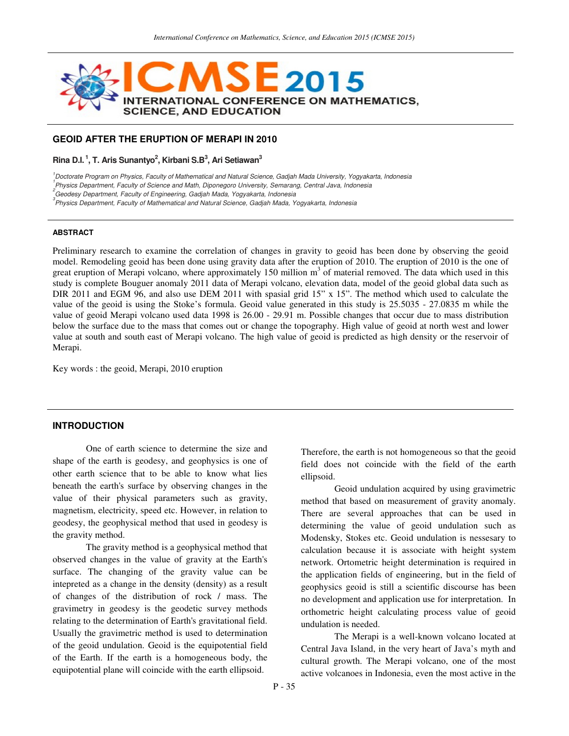## GEOID AFTER THE ERUPTION OF MERAPI IN 2010

**Rina D.I.** [1]**, T. Aris Sunantyo**[2]**, Kirbani S.B**[3]**, Ari Setiawan**[3]

*[1]Doctorate Program on Physics, Faculty of Mathematical and Natural Science, Gadjah Mada University, Yogyakarta, Indonesia*
*[1]Physics Department, Faculty of Science and Math, Diponegoro University, Semarang, Central Java, Indonesia*
*[2]Geodesy Department, Faculty of Engineering, Gadjah Mada, Yogyakarta, Indonesia*
*[3]Physics Department, Faculty of Mathematical and Natural Science, Gadjah Mada, Yogyakarta, Indonesia*

#### ABSTRACT

Preliminary research to examine the correlation of changes in gravity to geoid has been done by observing the geoid model. Remodeling geoid has been done using gravity data after the eruption of 2010. The eruption of 2010 is the one of great eruption of Merapi volcano, where approximately 150 million $m^3$ of material removed. The data which used in this study is complete Bouguer anomaly 2011 data of Merapi volcano, elevation data, model of the geoid global data such as DIR 2011 and EGM 96, and also use DEM 2011 with spasial grid 15" x 15". The method which used to calculate the value of the geoid is using the Stoke's formula. Geoid value generated in this study is 25.5035 - 27.0835 m while the value of geoid Merapi volcano used data 1998 is 26.00 - 29.91 m. Possible changes that occur due to mass distribution below the surface due to the mass that comes out or change the topography. High value of geoid at north west and lower value at south and south east of Merapi volcano. The high value of geoid is predicted as high density or the reservoir of Merapi.

Key words : the geoid, Merapi, 2010 eruption

### INTRODUCTION

One of earth science to determine the size and shape of the earth is geodesy, and geophysics is one of other earth science that to be able to know what lies beneath the earth's surface by observing changes in the value of their physical parameters such as gravity, magnetism, electricity, speed etc. However, in relation to geodesy, the geophysical method that used in geodesy is the gravity method.

The gravity method is a geophysical method that observed changes in the value of gravity at the Earth's surface. The changing of the gravity value can be intepreted as a change in the density (density) as a result of changes of the distribution of rock / mass. The gravimetry in geodesy is the geodetic survey methods relating to the determination of Earth's gravitational field. Usually the gravimetric method is used to determination of the geoid undulation. Geoid is the equipotential field of the Earth. If the earth is a homogeneous body, the equipotential plane will coincide with the earth ellipsoid. Therefore, the earth is not homogeneous so that the geoid field does not coincide with the field of the earth ellipsoid.

Geoid undulation acquired by using gravimetric method that based on measurement of gravity anomaly. There are several approaches that can be used in determining the value of geoid undulation such as Modensky, Stokes etc. Geoid undulation is nessesary to calculation because it is associate with height system network. Ortometric height determination is required in the application fields of engineering, but in the field of geophysics geoid is still a scientific discourse has been no development and application use for interpretation. In orthometric height calculating process value of geoid undulation is needed.

The Merapi is a well-known volcano located at Central Java Island, in the very heart of Java's myth and cultural growth. The Merapi volcano, one of the most active volcanoes in Indonesia, even the most active in the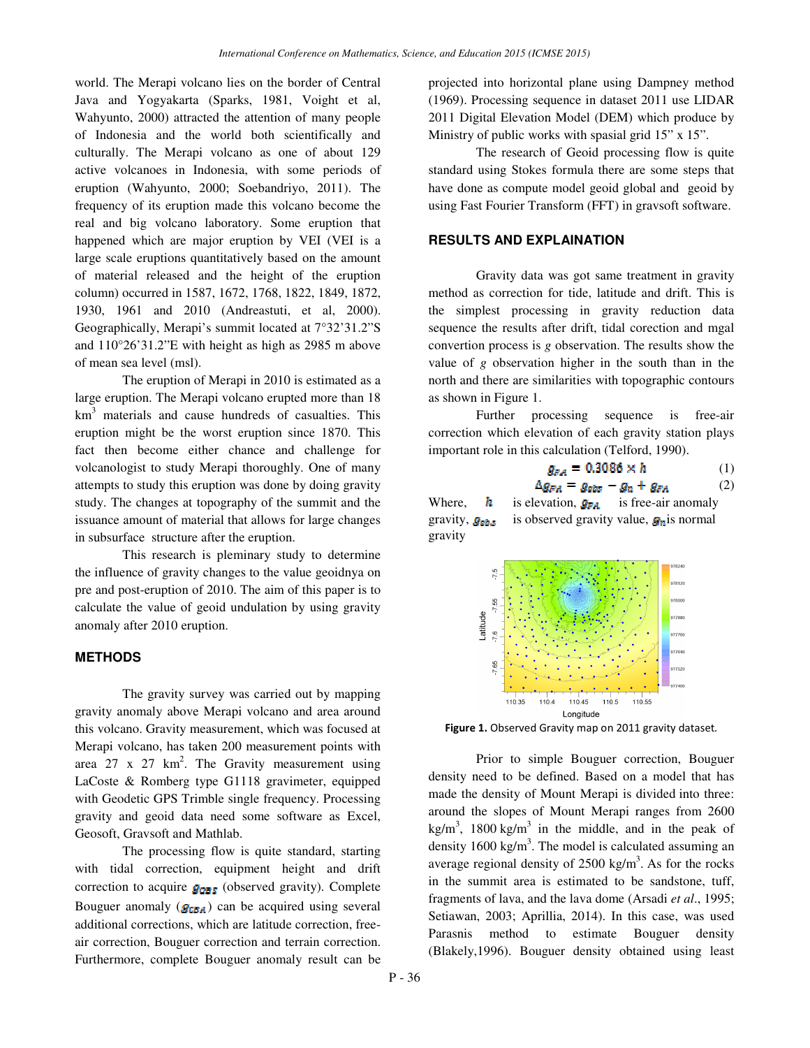world. The Merapi volcano lies on the border of Central Java and Yogyakarta (Sparks, 1981, Voight et al, Wahyunto, 2000) attracted the attention of many people of Indonesia and the world both scientifically and culturally. The Merapi volcano as one of about 129 active volcanoes in Indonesia, with some periods of eruption (Wahyunto, 2000; Soebandriyo, 2011). The frequency of its eruption made this volcano become the real and big volcano laboratory. Some eruption that happened which are major eruption by VEI (VEI is a large scale eruptions quantitatively based on the amount of material released and the height of the eruption column) occurred in 1587, 1672, 1768, 1822, 1849, 1872, 1930, 1961 and 2010 (Andreastuti, et al, 2000). Geographically, Merapi's summit located at 7°32'31.2"S and 110°26'31.2"E with height as high as 2985 m above of mean sea level (msl).

The eruption of Merapi in 2010 is estimated as a large eruption. The Merapi volcano erupted more than 18 km$^3$ materials and cause hundreds of casualties. This eruption might be the worst eruption since 1870. This fact then become either chance and challenge for volcanologist to study Merapi thoroughly. One of many attempts to study this eruption was done by doing gravity study. The changes at topography of the summit and the issuance amount of material that allows for large changes in subsurface structure after the eruption.

This research is pleminary study to determine the influence of gravity changes to the value geoidnya on pre and post-eruption of 2010. The aim of this paper is to calculate the value of geoid undulation by using gravity anomaly after 2010 eruption.

## METHODS

The gravity survey was carried out by mapping gravity anomaly above Merapi volcano and area around this volcano. Gravity measurement, which was focused at Merapi volcano, has taken 200 measurement points with area 27 x 27 km$^2$. The Gravity measurement using LaCoste & Romberg type G1118 gravimeter, equipped with Geodetic GPS Trimble single frequency. Processing gravity and geoid data need some software as Excel, Geosoft, Gravsoft and Mathlab.

The processing flow is quite standard, starting with tidal correction, equipment height and drift correction to acquire $g_{OBS}$ (observed gravity). Complete Bouguer anomaly ($g_{CBA}$) can be acquired using several additional corrections, which are latitude correction, free-air correction, Bouguer correction and terrain correction. Furthermore, complete Bouguer anomaly result can be projected into horizontal plane using Dampney method (1969). Processing sequence in dataset 2011 use LIDAR 2011 Digital Elevation Model (DEM) which produce by Ministry of public works with spasial grid 15" x 15".

The research of Geoid processing flow is quite standard using Stokes formula there are some steps that have done as compute model geoid global and geoid by using Fast Fourier Transform (FFT) in gravsoft software.

## RESULTS AND EXPLAINATION

Gravity data was got same treatment in gravity method as correction for tide, latitude and drift. This is the simplest processing in gravity reduction data sequence the results after drift, tidal corection and mgal convertion process is *g* observation. The results show the value of *g* observation higher in the south than in the north and there are similarities with topographic contours as shown in Figure 1.

Further processing sequence is free-air correction which elevation of each gravity station plays important role in this calculation (Telford, 1990).

$$g_{FA} = 0.3086 \times h \tag{1}$$

$$\Delta g_{FA} = g_{obs} - g_n + g_{FA} \tag{2}$$

Where, $h$ is elevation, $g_{FA}$ is free-air anomaly gravity, $g_{obs}$ is observed gravity value, $g_n$ is normal gravity

**Figure 1.** Observed Gravity map on 2011 gravity dataset.

Prior to simple Bouguer correction, Bouguer density need to be defined. Based on a model that has made the density of Mount Merapi is divided into three: around the slopes of Mount Merapi ranges from 2600 kg/m$^3$, 1800 kg/m$^3$ in the middle, and in the peak of density 1600 kg/m$^3$. The model is calculated assuming an average regional density of 2500 kg/m$^3$. As for the rocks in the summit area is estimated to be sandstone, tuff, fragments of lava, and the lava dome (Arsadi *et al*., 1995; Setiawan, 2003; Aprillia, 2014). In this case, was used Parasnis method to estimate Bouguer density (Blakely,1996). Bouguer density obtained using least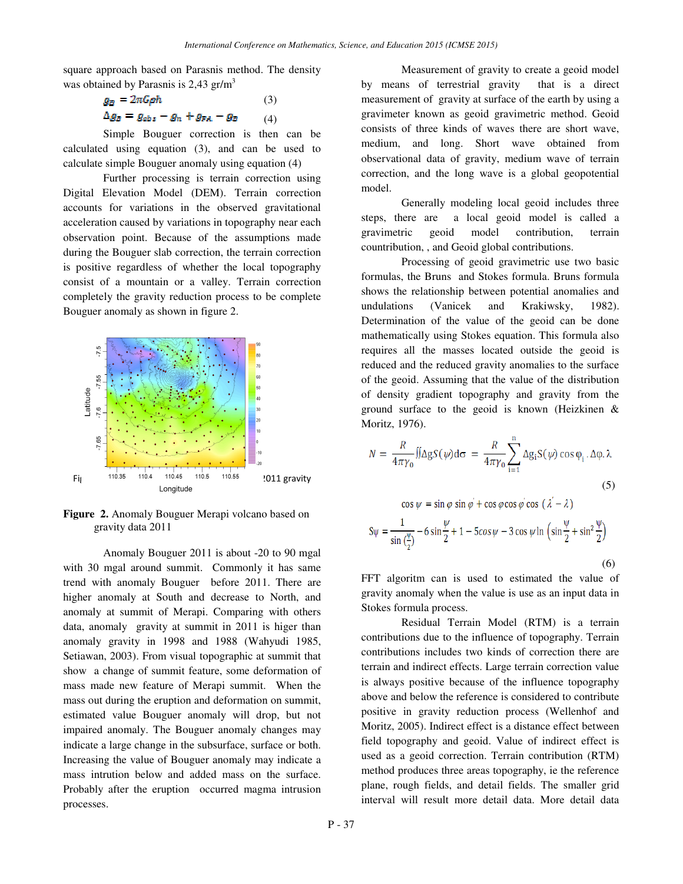square approach based on Parasnis method. The density was obtained by Parasnis is 2,43 gr/m[3]

$$g_B = 2\pi G\rho h \quad (3)$$

$$\Delta g_B = g_{obs} - g_n + g_{FA} - g_B \quad (4)$$

Simple Bouguer correction is then can be calculated using equation (3), and can be used to calculate simple Bouguer anomaly using equation (4)

Further processing is terrain correction using Digital Elevation Model (DEM). Terrain correction accounts for variations in the observed gravitational acceleration caused by variations in topography near each observation point. Because of the assumptions made during the Bouguer slab correction, the terrain correction is positive regardless of whether the local topography consist of a mountain or a valley. Terrain correction completely the gravity reduction process to be complete Bouguer anomaly as shown in figure 2.

**Figure 2.** Anomaly Bouguer Merapi volcano based on gravity data 2011

Anomaly Bouguer 2011 is about -20 to 90 mgal with 30 mgal around summit. Commonly it has same trend with anomaly Bouguer before 2011. There are higher anomaly at South and decrease to North, and anomaly at summit of Merapi. Comparing with others data, anomaly gravity at summit in 2011 is higer than anomaly gravity in 1998 and 1988 (Wahyudi 1985, Setiawan, 2003). From visual topographic at summit that show a change of summit feature, some deformation of mass made new feature of Merapi summit. When the mass out during the eruption and deformation on summit, estimated value Bouguer anomaly will drop, but not impaired anomaly. The Bouguer anomaly changes may indicate a large change in the subsurface, surface or both. Increasing the value of Bouguer anomaly may indicate a mass intrution below and added mass on the surface. Probably after the eruption occurred magma intrusion processes.

Measurement of gravity to create a geoid model by means of terrestrial gravity that is a direct measurement of gravity at surface of the earth by using a gravimeter known as geoid gravimetric method. Geoid consists of three kinds of waves there are short wave, medium, and long. Short wave obtained from observational data of gravity, medium wave of terrain correction, and the long wave is a global geopotential model.

Generally modeling local geoid includes three steps, there are a local geoid model is called a gravimetric geoid model contribution, terrain countribution, , and Geoid global contributions.

Processing of geoid gravimetric use two basic formulas, the Bruns and Stokes formula. Bruns formula shows the relationship between potential anomalies and undulations (Vanicek and Krakiwsky, 1982). Determination of the value of the geoid can be done mathematically using Stokes equation. This formula also requires all the masses located outside the geoid is reduced and the reduced gravity anomalies to the surface of the geoid. Assuming that the value of the distribution of density gradient topography and gravity from the ground surface to the geoid is known (Heizkinen & Moritz, 1976).

$$N = \frac{R}{4\pi\gamma_0}\iint \Delta g S(\psi) d\sigma = \frac{R}{4\pi\gamma_0}\sum_{i=1}^{n} \Delta g_i S(\psi)\cos\varphi_i \, . \Delta\varphi . \lambda \quad (5)$$

$$\cos\psi = \sin\varphi\sin\varphi' + \cos\varphi\cos\varphi'\cos(\lambda' - \lambda)$$

$$S\psi = \frac{1}{\sin\left(\frac{\psi}{2}\right)} - 6\sin\frac{\psi}{2} + 1 - 5\cos\psi - 3\cos\psi\ln\left(\sin\frac{\psi}{2} + \sin^2\frac{\psi}{2}\right) \quad (6)$$

FFT algoritm can is used to estimated the value of gravity anomaly when the value is use as an input data in Stokes formula process.

Residual Terrain Model (RTM) is a terrain contributions due to the influence of topography. Terrain contributions includes two kinds of correction there are terrain and indirect effects. Large terrain correction value is always positive because of the influence topography above and below the reference is considered to contribute positive in gravity reduction process (Wellenhof and Moritz, 2005). Indirect effect is a distance effect between field topography and geoid. Value of indirect effect is used as a geoid correction. Terrain contribution (RTM) method produces three areas topography, ie the reference plane, rough fields, and detail fields. The smaller grid interval will result more detail data. More detail data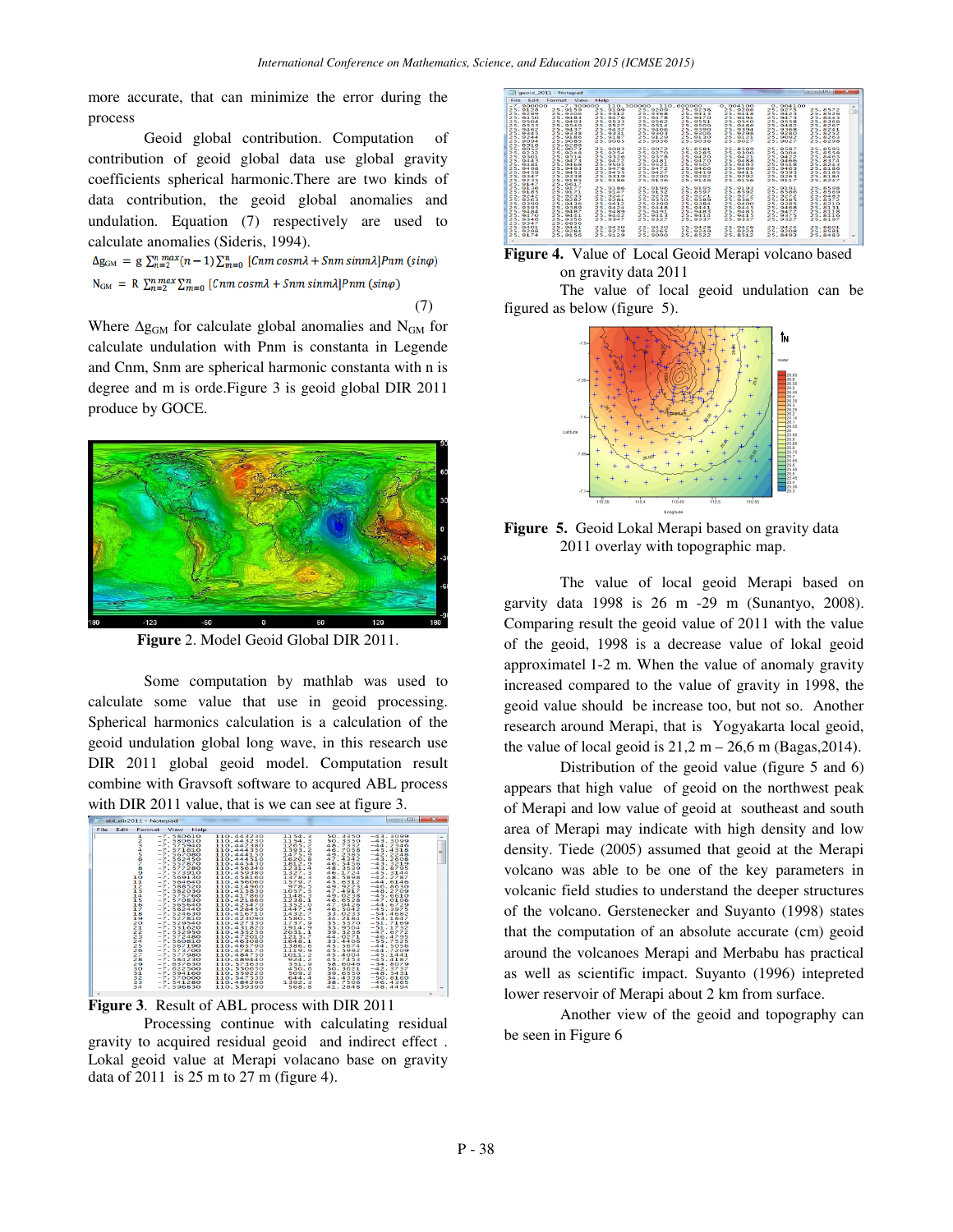more accurate, that can minimize the error during the process

Geoid global contribution. Computation of contribution of geoid global data use global gravity coefficients spherical harmonic.There are two kinds of data contribution, the geoid global anomalies and undulation. Equation (7) respectively are used to calculate anomalies (Sideris, 1994).

$$\Delta g_{GM} = g \sum_{n=2}^{n\,max}(n-1)\sum_{m=0}^{n} [Cnm\, cosm\lambda + Snm\, sinm\lambda]Pnm\,(sin\varphi)$$

$$N_{GM} = R \sum_{n=2}^{n\,max}\sum_{m=0}^{n} [Cnm\, cosm\lambda + Snm\, sinm\lambda]Pnm\,(sin\varphi) \quad (7)$$

Where $\Delta g_{GM}$ for calculate global anomalies and $N_{GM}$ for calculate undulation with Pnm is constanta in Legende and Cnm, Snm are spherical harmonic constanta with n is degree and m is orde.Figure 3 is geoid global DIR 2011 produce by GOCE.

**Figure** 2. Model Geoid Global DIR 2011.

Some computation by mathlab was used to calculate some value that use in geoid processing. Spherical harmonics calculation is a calculation of the geoid undulation global long wave, in this research use DIR 2011 global geoid model. Computation result combine with Gravsoft software to acqured ABL process with DIR 2011 value, that is we can see at figure 3.

**Figure 3**. Result of ABL process with DIR 2011

Processing continue with calculating residual gravity to acquired residual geoid and indirect effect . Lokal geoid value at Merapi volacano base on gravity data of 2011 is 25 m to 27 m (figure 4).

**Figure 4.** Value of Local Geoid Merapi volcano based on gravity data 2011

The value of local geoid undulation can be figured as below (figure 5).

**Figure 5.** Geoid Lokal Merapi based on gravity data 2011 overlay with topographic map.

The value of local geoid Merapi based on garvity data 1998 is 26 m -29 m (Sunantyo, 2008). Comparing result the geoid value of 2011 with the value of the geoid, 1998 is a decrease value of lokal geoid approximatel 1-2 m. When the value of anomaly gravity increased compared to the value of gravity in 1998, the geoid value should be increase too, but not so. Another research around Merapi, that is Yogyakarta local geoid, the value of local geoid is 21,2 m – 26,6 m (Bagas,2014).

Distribution of the geoid value (figure 5 and 6) appears that high value of geoid on the northwest peak of Merapi and low value of geoid at southeast and south area of Merapi may indicate with high density and low density. Tiede (2005) assumed that geoid at the Merapi volcano was able to be one of the key parameters in volcanic field studies to understand the deeper structures of the volcano. Gerstenecker and Suyanto (1998) states that the computation of an absolute accurate (cm) geoid around the volcanoes Merapi and Merbabu has practical as well as scientific impact. Suyanto (1996) intepreted lower reservoir of Merapi about 2 km from surface.

Another view of the geoid and topography can be seen in Figure 6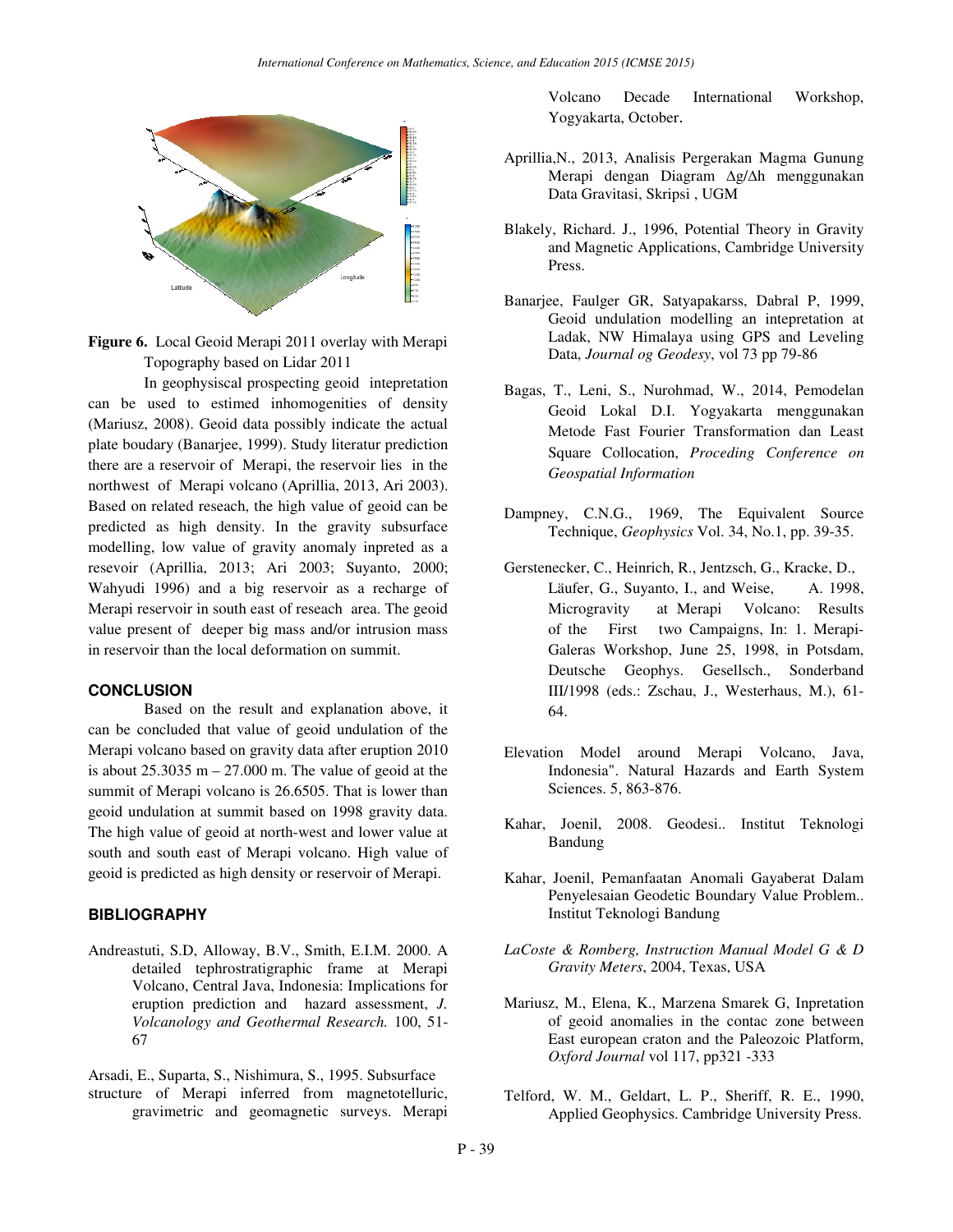Figure 6. Local Geoid Merapi 2011 overlay with Merapi Topography based on Lidar 2011

In geophysiscal prospecting geoid intepretation can be used to estimed inhomogenities of density (Mariusz, 2008). Geoid data possibly indicate the actual plate boudary (Banarjee, 1999). Study literatur prediction there are a reservoir of Merapi, the reservoir lies in the northwest of Merapi volcano (Aprillia, 2013, Ari 2003). Based on related reseach, the high value of geoid can be predicted as high density. In the gravity subsurface modelling, low value of gravity anomaly inpreted as a resevoir (Aprillia, 2013; Ari 2003; Suyanto, 2000; Wahyudi 1996) and a big reservoir as a recharge of Merapi reservoir in south east of reseach area. The geoid value present of deeper big mass and/or intrusion mass in reservoir than the local deformation on summit.

## CONCLUSION

Based on the result and explanation above, it can be concluded that value of geoid undulation of the Merapi volcano based on gravity data after eruption 2010 is about 25.3035 m – 27.000 m. The value of geoid at the summit of Merapi volcano is 26.6505. That is lower than geoid undulation at summit based on 1998 gravity data. The high value of geoid at north-west and lower value at south and south east of Merapi volcano. High value of geoid is predicted as high density or reservoir of Merapi.

## BIBLIOGRAPHY

Andreastuti, S.D, Alloway, B.V., Smith, E.I.M. 2000. A detailed tephrostratigraphic frame at Merapi Volcano, Central Java, Indonesia: Implications for eruption prediction and hazard assessment, *J. Volcanology and Geothermal Research.* 100, 51-67

Arsadi, E., Suparta, S., Nishimura, S., 1995. Subsurface structure of Merapi inferred from magnetotelluric, gravimetric and geomagnetic surveys. Merapi Volcano Decade International Workshop, Yogyakarta, October.

Aprillia,N., 2013, Analisis Pergerakan Magma Gunung Merapi dengan Diagram $\Delta g/\Delta h$ menggunakan Data Gravitasi, Skripsi , UGM

Blakely, Richard. J., 1996, Potential Theory in Gravity and Magnetic Applications, Cambridge University Press.

Banarjee, Faulger GR, Satyapakarss, Dabral P, 1999, Geoid undulation modelling an intepretation at Ladak, NW Himalaya using GPS and Leveling Data, *Journal og Geodesy*, vol 73 pp 79-86

Bagas, T., Leni, S., Nurohmad, W., 2014, Pemodelan Geoid Lokal D.I. Yogyakarta menggunakan Metode Fast Fourier Transformation dan Least Square Collocation, *Proceding Conference on Geospatial Information*

Dampney, C.N.G., 1969, The Equivalent Source Technique, *Geophysics* Vol. 34, No.1, pp. 39-35.

Gerstenecker, C., Heinrich, R., Jentzsch, G., Kracke, D., Läufer, G., Suyanto, I., and Weise, A. 1998, Microgravity at Merapi Volcano: Results of the First two Campaigns, In: 1. Merapi-Galeras Workshop, June 25, 1998, in Potsdam, Deutsche Geophys. Gesellsch., Sonderband III/1998 (eds.: Zschau, J., Westerhaus, M.), 61-64.

Elevation Model around Merapi Volcano, Java, Indonesia". Natural Hazards and Earth System Sciences. 5, 863-876.

Kahar, Joenil, 2008. Geodesi.. Institut Teknologi Bandung

Kahar, Joenil, Pemanfaatan Anomali Gayaberat Dalam Penyelesaian Geodetic Boundary Value Problem.. Institut Teknologi Bandung

*LaCoste & Romberg, Instruction Manual Model G & D Gravity Meters*, 2004, Texas, USA

Mariusz, M., Elena, K., Marzena Smarek G, Inpretation of geoid anomalies in the contac zone between East european craton and the Paleozoic Platform, *Oxford Journal* vol 117, pp321 -333

Telford, W. M., Geldart, L. P., Sheriff, R. E., 1990, Applied Geophysics. Cambridge University Press.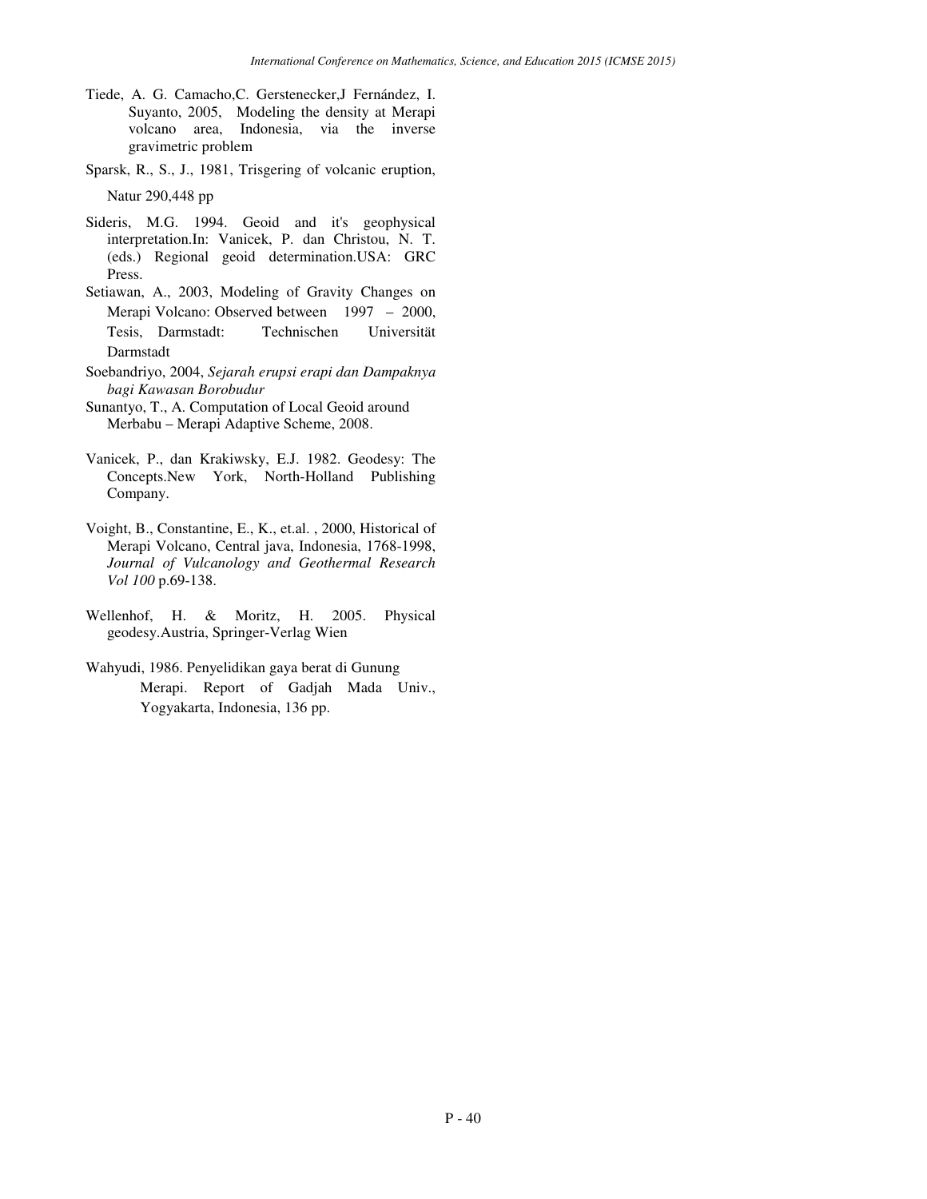Tiede, A. G. Camacho,C. Gerstenecker,J Fernández, I. Suyanto, 2005, Modeling the density at Merapi volcano area, Indonesia, via the inverse gravimetric problem

Sparsk, R., S., J., 1981, Trisgering of volcanic eruption, Natur 290,448 pp

Sideris, M.G. 1994. Geoid and it's geophysical interpretation.In: Vanicek, P. dan Christou, N. T. (eds.) Regional geoid determination.USA: GRC Press.

Setiawan, A., 2003, Modeling of Gravity Changes on Merapi Volcano: Observed between 1997 – 2000, Tesis, Darmstadt: Technischen Universität Darmstadt

Soebandriyo, 2004, *Sejarah erupsi erapi dan Dampaknya bagi Kawasan Borobudur*

Sunantyo, T., A. Computation of Local Geoid around Merbabu – Merapi Adaptive Scheme, 2008.

Vanicek, P., dan Krakiwsky, E.J. 1982. Geodesy: The Concepts.New York, North-Holland Publishing Company.

Voight, B., Constantine, E., K., et.al. , 2000, Historical of Merapi Volcano, Central java, Indonesia, 1768-1998, *Journal of Vulcanology and Geothermal Research Vol 100* p.69-138.

Wellenhof, H. & Moritz, H. 2005. Physical geodesy.Austria, Springer-Verlag Wien

Wahyudi, 1986. Penyelidikan gaya berat di Gunung Merapi. Report of Gadjah Mada Univ., Yogyakarta, Indonesia, 136 pp.